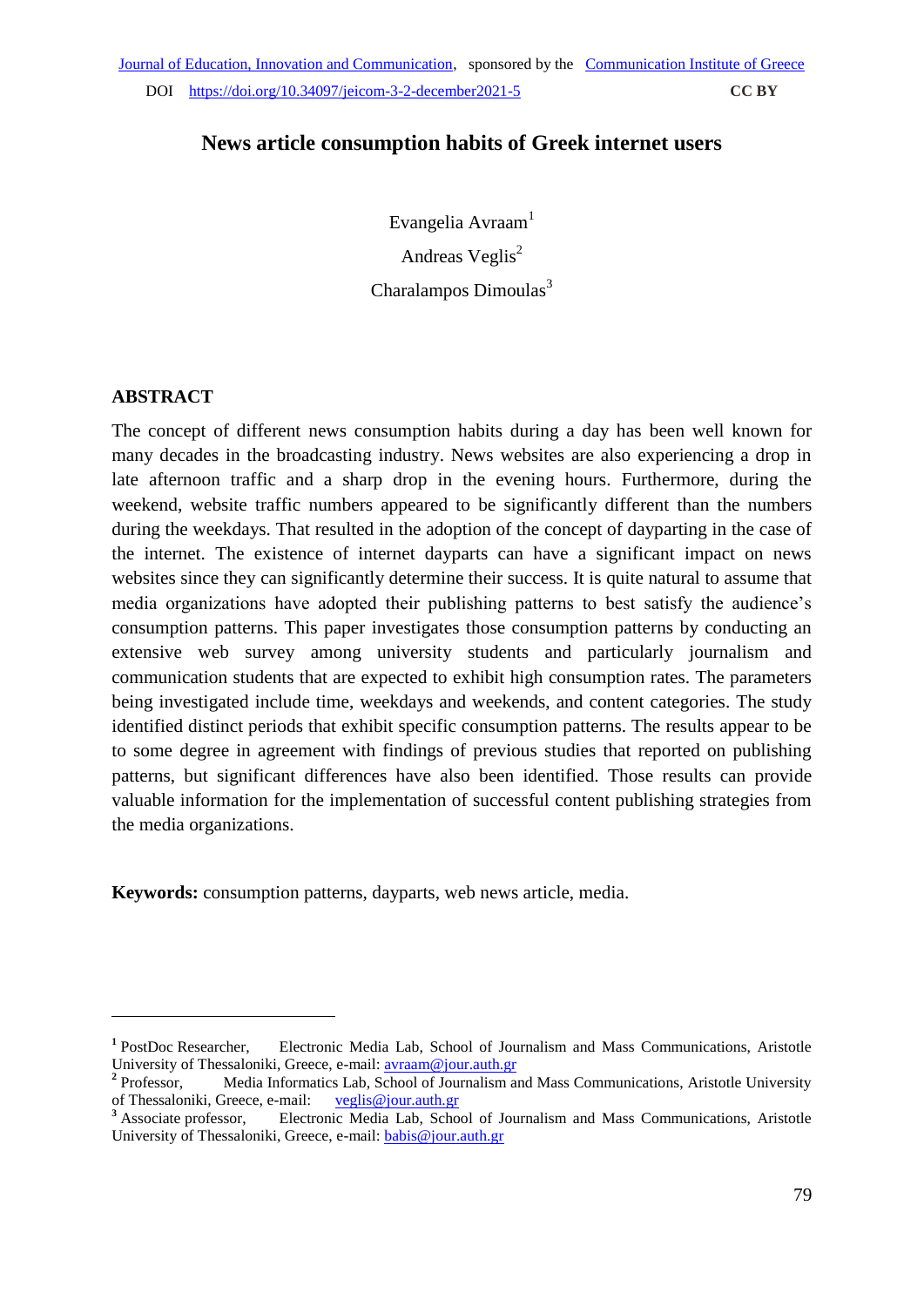Journal of Education, Innovation and Communication, sponsored by the Communication Institute of Greece

DOI https://doi.org/10.34097/jeicom-3-2-december2021-5 CC BY

# News article consumption habits of Greek internet users

Evangelia Avraam[1]

Andreas Veglis[2]

Charalampos Dimoulas[3]

## ABSTRACT

The concept of different news consumption habits during a day has been well known for many decades in the broadcasting industry. News websites are also experiencing a drop in late afternoon traffic and a sharp drop in the evening hours. Furthermore, during the weekend, website traffic numbers appeared to be significantly different than the numbers during the weekdays. That resulted in the adoption of the concept of dayparting in the case of the internet. The existence of internet dayparts can have a significant impact on news websites since they can significantly determine their success. It is quite natural to assume that media organizations have adopted their publishing patterns to best satisfy the audience's consumption patterns. This paper investigates those consumption patterns by conducting an extensive web survey among university students and particularly journalism and communication students that are expected to exhibit high consumption rates. The parameters being investigated include time, weekdays and weekends, and content categories. The study identified distinct periods that exhibit specific consumption patterns. The results appear to be to some degree in agreement with findings of previous studies that reported on publishing patterns, but significant differences have also been identified. Those results can provide valuable information for the implementation of successful content publishing strategies from the media organizations.

**Keywords:** consumption patterns, dayparts, web news article, media.

---

[1] PostDoc Researcher, Electronic Media Lab, School of Journalism and Mass Communications, Aristotle University of Thessaloniki, Greece, e-mail: avraam@jour.auth.gr

[2] Professor, Media Informatics Lab, School of Journalism and Mass Communications, Aristotle University of Thessaloniki, Greece, e-mail: veglis@jour.auth.gr

[3] Associate professor, Electronic Media Lab, School of Journalism and Mass Communications, Aristotle University of Thessaloniki, Greece, e-mail: babis@jour.auth.gr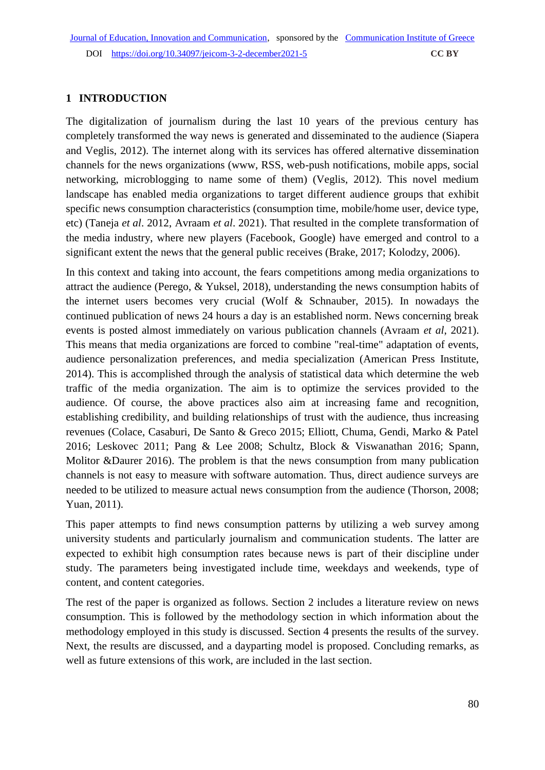## 1 INTRODUCTION

The digitalization of journalism during the last 10 years of the previous century has completely transformed the way news is generated and disseminated to the audience (Siapera and Veglis, 2012). The internet along with its services has offered alternative dissemination channels for the news organizations (www, RSS, web-push notifications, mobile apps, social networking, microblogging to name some of them) (Veglis, 2012). This novel medium landscape has enabled media organizations to target different audience groups that exhibit specific news consumption characteristics (consumption time, mobile/home user, device type, etc) (Taneja *et al*. 2012, Avraam *et al*. 2021). That resulted in the complete transformation of the media industry, where new players (Facebook, Google) have emerged and control to a significant extent the news that the general public receives (Brake, 2017; Kolodzy, 2006).

In this context and taking into account, the fears competitions among media organizations to attract the audience (Perego, & Yuksel, 2018), understanding the news consumption habits of the internet users becomes very crucial (Wolf & Schnauber, 2015). In nowadays the continued publication of news 24 hours a day is an established norm. News concerning break events is posted almost immediately on various publication channels (Avraam *et al*, 2021). This means that media organizations are forced to combine "real-time" adaptation of events, audience personalization preferences, and media specialization (American Press Institute, 2014). This is accomplished through the analysis of statistical data which determine the web traffic of the media organization. The aim is to optimize the services provided to the audience. Of course, the above practices also aim at increasing fame and recognition, establishing credibility, and building relationships of trust with the audience, thus increasing revenues (Colace, Casaburi, De Santo & Greco 2015; Elliott, Chuma, Gendi, Marko & Patel 2016; Leskovec 2011; Pang & Lee 2008; Schultz, Block & Viswanathan 2016; Spann, Molitor &Daurer 2016). The problem is that the news consumption from many publication channels is not easy to measure with software automation. Thus, direct audience surveys are needed to be utilized to measure actual news consumption from the audience (Thorson, 2008; Yuan, 2011).

This paper attempts to find news consumption patterns by utilizing a web survey among university students and particularly journalism and communication students. The latter are expected to exhibit high consumption rates because news is part of their discipline under study. The parameters being investigated include time, weekdays and weekends, type of content, and content categories.

The rest of the paper is organized as follows. Section 2 includes a literature review on news consumption. This is followed by the methodology section in which information about the methodology employed in this study is discussed. Section 4 presents the results of the survey. Next, the results are discussed, and a dayparting model is proposed. Concluding remarks, as well as future extensions of this work, are included in the last section.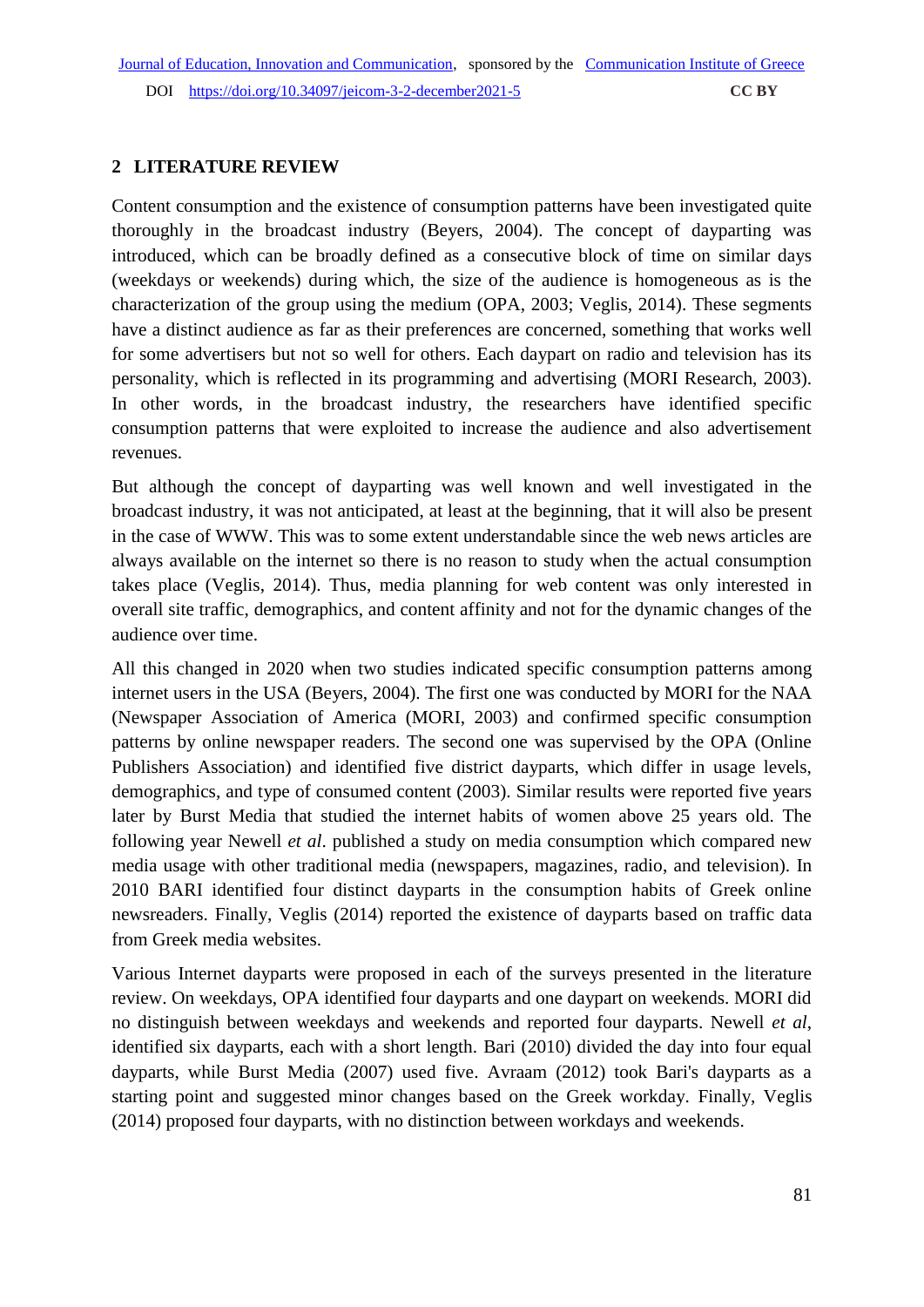## 2 LITERATURE REVIEW

Content consumption and the existence of consumption patterns have been investigated quite thoroughly in the broadcast industry (Beyers, 2004). The concept of dayparting was introduced, which can be broadly defined as a consecutive block of time on similar days (weekdays or weekends) during which, the size of the audience is homogeneous as is the characterization of the group using the medium (OPA, 2003; Veglis, 2014). These segments have a distinct audience as far as their preferences are concerned, something that works well for some advertisers but not so well for others. Each daypart on radio and television has its personality, which is reflected in its programming and advertising (MORI Research, 2003). In other words, in the broadcast industry, the researchers have identified specific consumption patterns that were exploited to increase the audience and also advertisement revenues.

But although the concept of dayparting was well known and well investigated in the broadcast industry, it was not anticipated, at least at the beginning, that it will also be present in the case of WWW. This was to some extent understandable since the web news articles are always available on the internet so there is no reason to study when the actual consumption takes place (Veglis, 2014). Thus, media planning for web content was only interested in overall site traffic, demographics, and content affinity and not for the dynamic changes of the audience over time.

All this changed in 2020 when two studies indicated specific consumption patterns among internet users in the USA (Beyers, 2004). The first one was conducted by MORI for the NAA (Newspaper Association of America (MORI, 2003) and confirmed specific consumption patterns by online newspaper readers. The second one was supervised by the OPA (Online Publishers Association) and identified five district dayparts, which differ in usage levels, demographics, and type of consumed content (2003). Similar results were reported five years later by Burst Media that studied the internet habits of women above 25 years old. The following year Newell *et al*. published a study on media consumption which compared new media usage with other traditional media (newspapers, magazines, radio, and television). In 2010 BARI identified four distinct dayparts in the consumption habits of Greek online newsreaders. Finally, Veglis (2014) reported the existence of dayparts based on traffic data from Greek media websites.

Various Internet dayparts were proposed in each of the surveys presented in the literature review. On weekdays, OPA identified four dayparts and one daypart on weekends. MORI did no distinguish between weekdays and weekends and reported four dayparts. Newell *et al*, identified six dayparts, each with a short length. Bari (2010) divided the day into four equal dayparts, while Burst Media (2007) used five. Avraam (2012) took Bari's dayparts as a starting point and suggested minor changes based on the Greek workday. Finally, Veglis (2014) proposed four dayparts, with no distinction between workdays and weekends.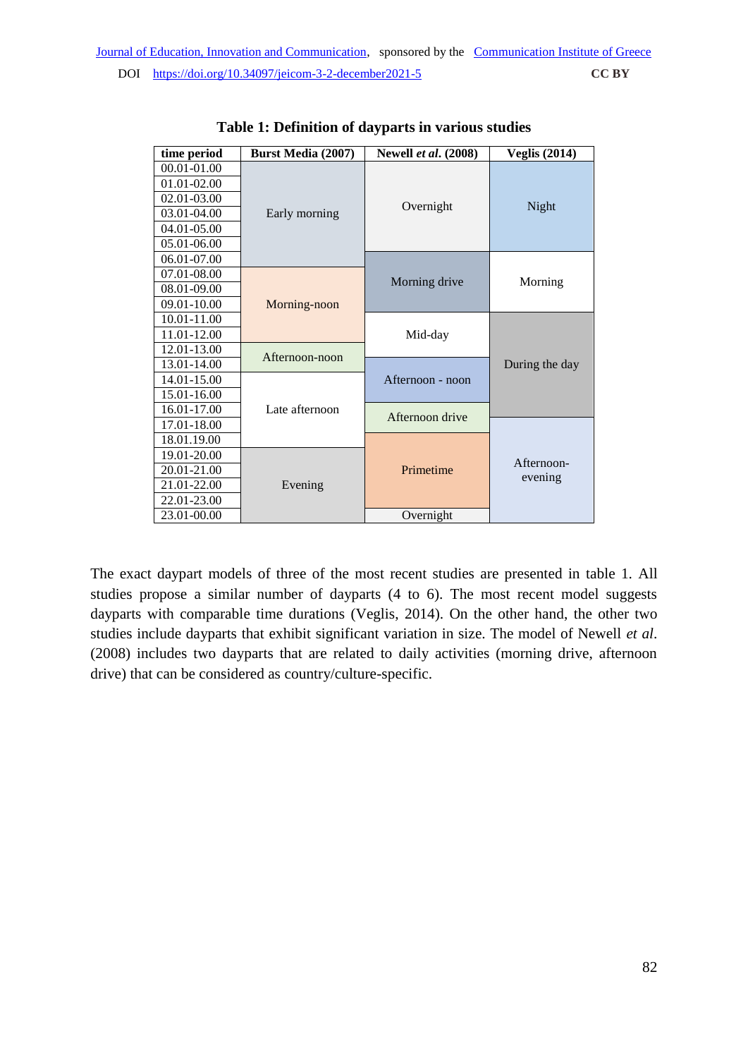**Table 1: Definition of dayparts in various studies**

| time period | Burst Media (2007) | Newell *et al*. (2008) | Veglis (2014) |
|---|---|---|---|
| 00.01-01.00 | Early morning | Overnight | Night |
| 01.01-02.00 | | | |
| 02.01-03.00 | | | |
| 03.01-04.00 | | | |
| 04.01-05.00 | | | |
| 05.01-06.00 | | | |
| 06.01-07.00 | | Morning drive | Morning |
| 07.01-08.00 | Morning-noon | | |
| 08.01-09.00 | | | |
| 09.01-10.00 | | | |
| 10.01-11.00 | | Mid-day | During the day |
| 11.01-12.00 | | | |
| 12.01-13.00 | Afternoon-noon | | |
| 13.01-14.00 | | Afternoon - noon | |
| 14.01-15.00 | Late afternoon | | |
| 15.01-16.00 | | | |
| 16.01-17.00 | | Afternoon drive | |
| 17.01-18.00 | | | Afternoon-evening |
| 18.01.19.00 | | Primetime | |
| 19.01-20.00 | Evening | | |
| 20.01-21.00 | | | |
| 21.01-22.00 | | | |
| 22.01-23.00 | | | |
| 23.01-00.00 | | Overnight | |

The exact daypart models of three of the most recent studies are presented in table 1. All studies propose a similar number of dayparts (4 to 6). The most recent model suggests dayparts with comparable time durations (Veglis, 2014). On the other hand, the other two studies include dayparts that exhibit significant variation in size. The model of Newell *et al*. (2008) includes two dayparts that are related to daily activities (morning drive, afternoon drive) that can be considered as country/culture-specific.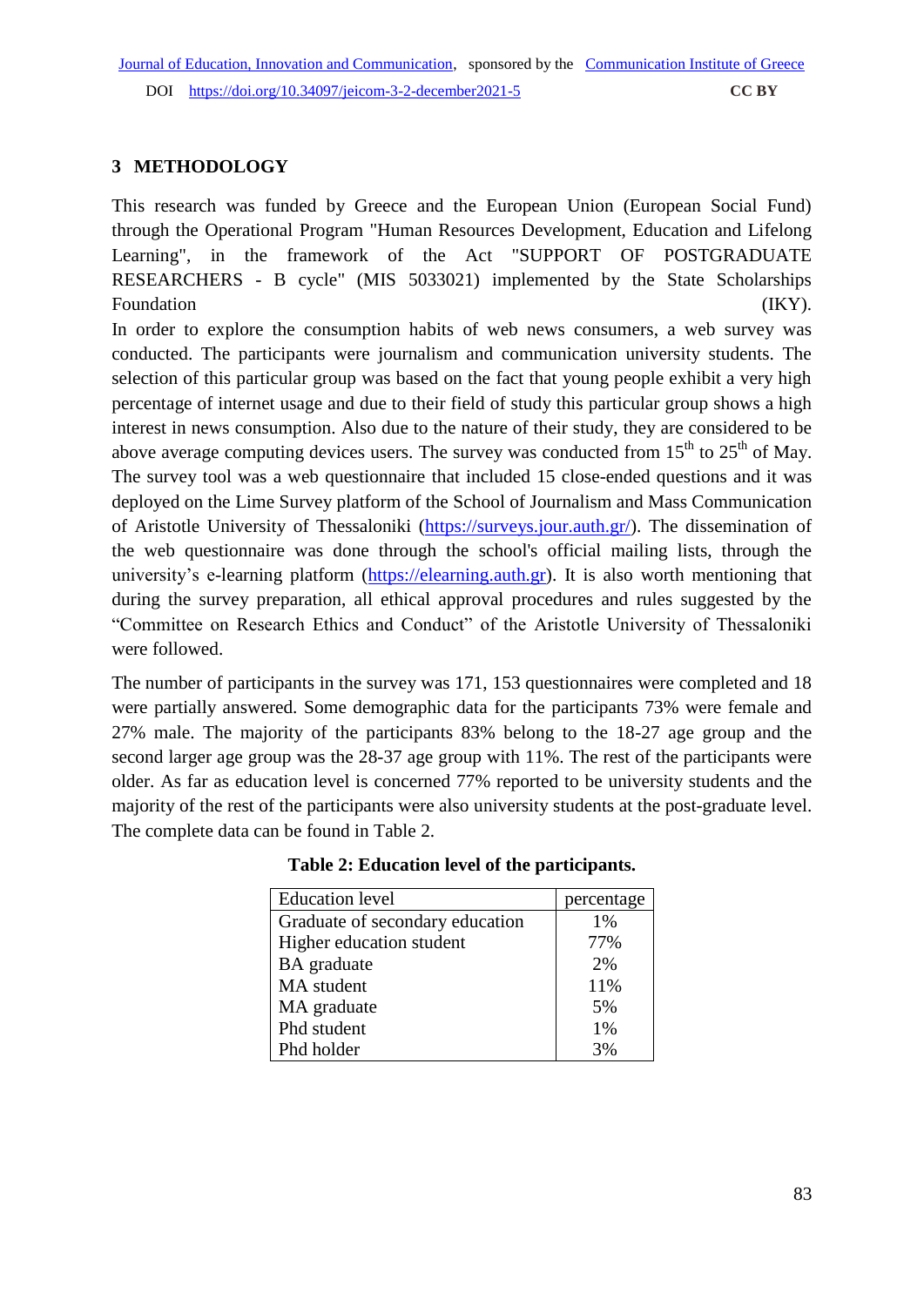## 3 METHODOLOGY

This research was funded by Greece and the European Union (European Social Fund) through the Operational Program "Human Resources Development, Education and Lifelong Learning", in the framework of the Act "SUPPORT OF POSTGRADUATE RESEARCHERS - B cycle" (MIS 5033021) implemented by the State Scholarships Foundation (IKY).

In order to explore the consumption habits of web news consumers, a web survey was conducted. The participants were journalism and communication university students. The selection of this particular group was based on the fact that young people exhibit a very high percentage of internet usage and due to their field of study this particular group shows a high interest in news consumption. Also due to the nature of their study, they are considered to be above average computing devices users. The survey was conducted from 15th to 25th of May. The survey tool was a web questionnaire that included 15 close-ended questions and it was deployed on the Lime Survey platform of the School of Journalism and Mass Communication of Aristotle University of Thessaloniki (https://surveys.jour.auth.gr/). The dissemination of the web questionnaire was done through the school's official mailing lists, through the university's e-learning platform (https://elearning.auth.gr). It is also worth mentioning that during the survey preparation, all ethical approval procedures and rules suggested by the "Committee on Research Ethics and Conduct" of the Aristotle University of Thessaloniki were followed.

The number of participants in the survey was 171, 153 questionnaires were completed and 18 were partially answered. Some demographic data for the participants 73% were female and 27% male. The majority of the participants 83% belong to the 18-27 age group and the second larger age group was the 28-37 age group with 11%. The rest of the participants were older. As far as education level is concerned 77% reported to be university students and the majority of the rest of the participants were also university students at the post-graduate level. The complete data can be found in Table 2.

**Table 2: Education level of the participants.**

| Education level | percentage |
|---|---|
| Graduate of secondary education | 1% |
| Higher education student | 77% |
| BA graduate | 2% |
| MA student | 11% |
| MA graduate | 5% |
| Phd student | 1% |
| Phd holder | 3% |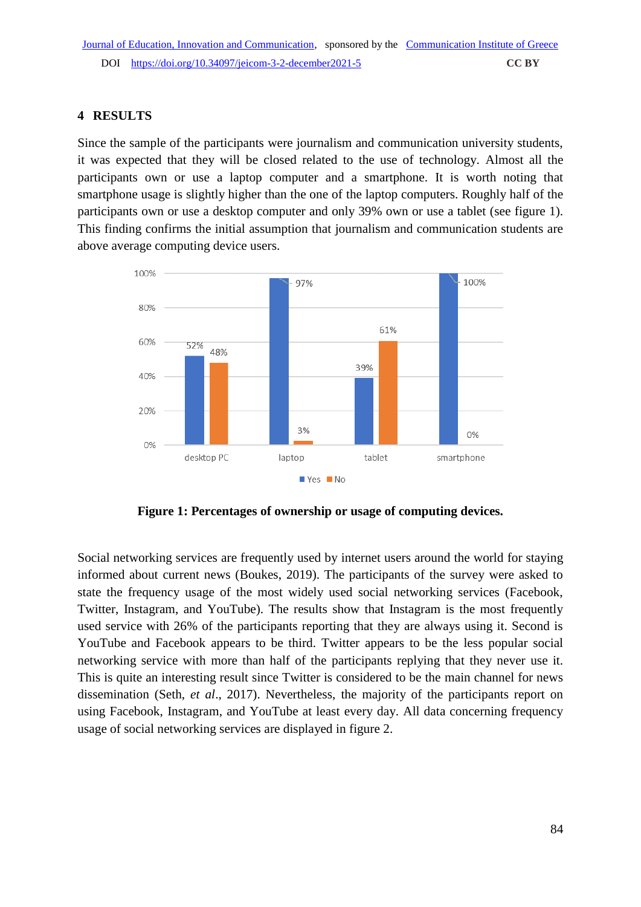## 4 RESULTS

Since the sample of the participants were journalism and communication university students, it was expected that they will be closed related to the use of technology. Almost all the participants own or use a laptop computer and a smartphone. It is worth noting that smartphone usage is slightly higher than the one of the laptop computers. Roughly half of the participants own or use a desktop computer and only 39% own or use a tablet (see figure 1). This finding confirms the initial assumption that journalism and communication students are above average computing device users.

| | desktop PC | laptop | tablet | smartphone |
|---|---|---|---|---|
| Yes | 52% | 97% | 39% | 100% |
| No | 48% | 3% | 61% | 0% |

**Figure 1: Percentages of ownership or usage of computing devices.**

Social networking services are frequently used by internet users around the world for staying informed about current news (Boukes, 2019). The participants of the survey were asked to state the frequency usage of the most widely used social networking services (Facebook, Twitter, Instagram, and YouTube). The results show that Instagram is the most frequently used service with 26% of the participants reporting that they are always using it. Second is YouTube and Facebook appears to be third. Twitter appears to be the less popular social networking service with more than half of the participants replying that they never use it. This is quite an interesting result since Twitter is considered to be the main channel for news dissemination (Seth, *et al*., 2017). Nevertheless, the majority of the participants report on using Facebook, Instagram, and YouTube at least every day. All data concerning frequency usage of social networking services are displayed in figure 2.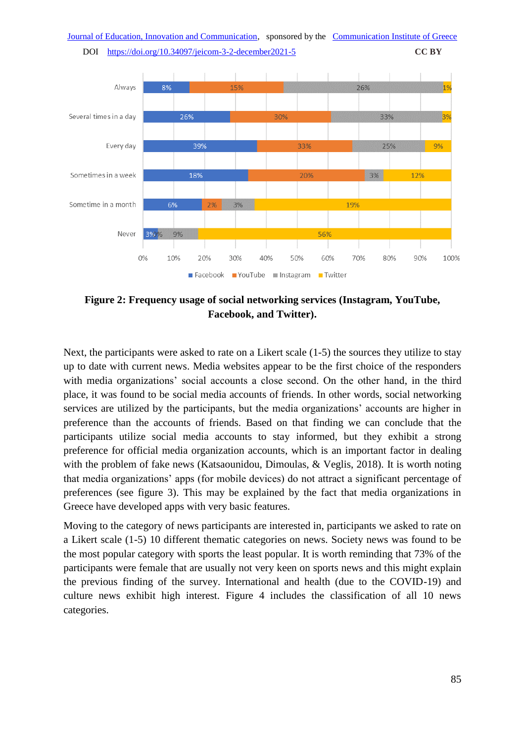Figure 2: Frequency usage of social networking services (Instagram, YouTube, Facebook, and Twitter).

Next, the participants were asked to rate on a Likert scale (1-5) the sources they utilize to stay up to date with current news. Media websites appear to be the first choice of the responders with media organizations' social accounts a close second. On the other hand, in the third place, it was found to be social media accounts of friends. In other words, social networking services are utilized by the participants, but the media organizations' accounts are higher in preference than the accounts of friends. Based on that finding we can conclude that the participants utilize social media accounts to stay informed, but they exhibit a strong preference for official media organization accounts, which is an important factor in dealing with the problem of fake news (Katsaounidou, Dimoulas, & Veglis, 2018). It is worth noting that media organizations' apps (for mobile devices) do not attract a significant percentage of preferences (see figure 3). This may be explained by the fact that media organizations in Greece have developed apps with very basic features.

Moving to the category of news participants are interested in, participants we asked to rate on a Likert scale (1-5) 10 different thematic categories on news. Society news was found to be the most popular category with sports the least popular. It is worth reminding that 73% of the participants were female that are usually not very keen on sports news and this might explain the previous finding of the survey. International and health (due to the COVID-19) and culture news exhibit high interest. Figure 4 includes the classification of all 10 news categories.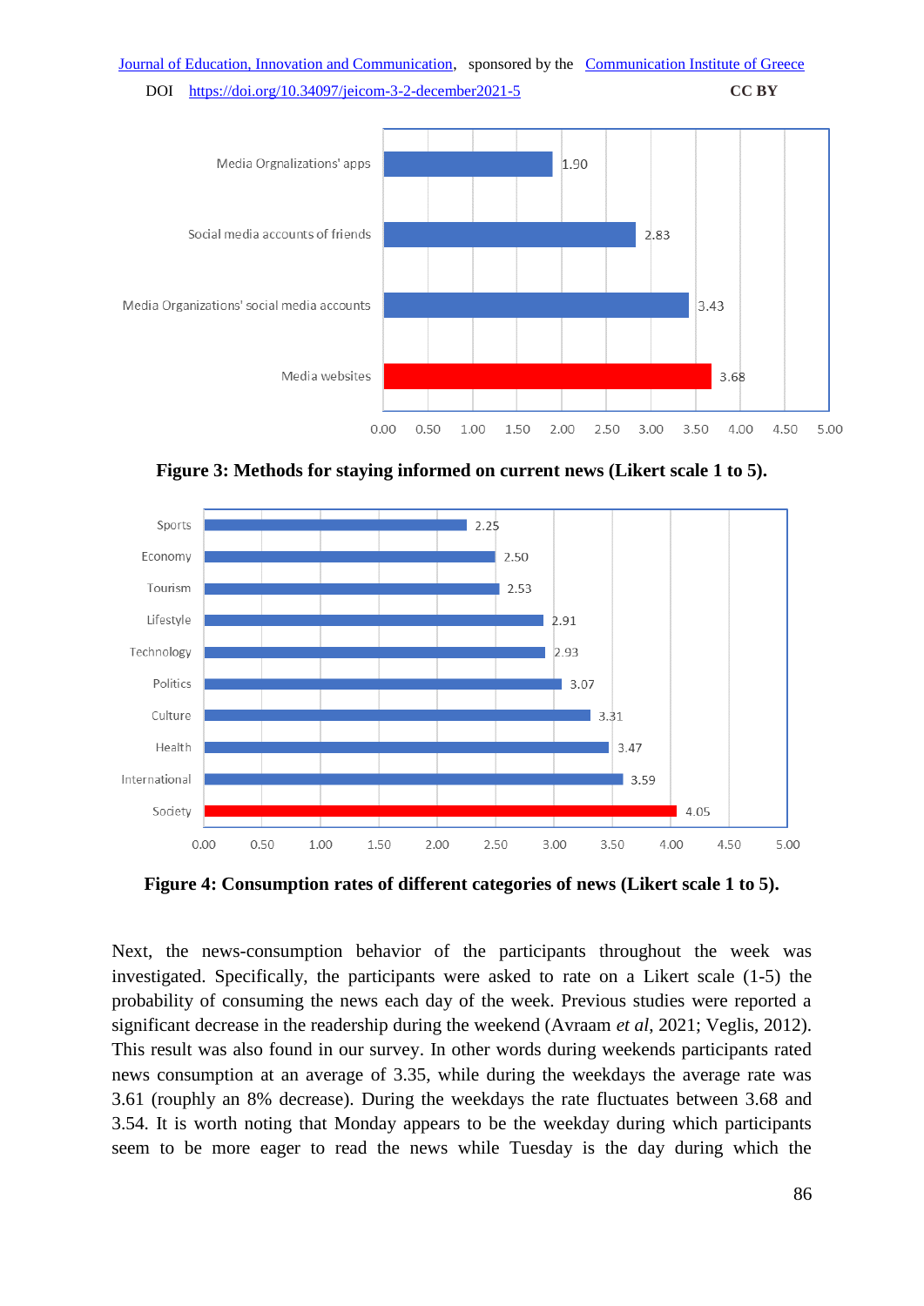**Figure 3: Methods for staying informed on current news (Likert scale 1 to 5).**

**Figure 4: Consumption rates of different categories of news (Likert scale 1 to 5).**

Next, the news-consumption behavior of the participants throughout the week was investigated. Specifically, the participants were asked to rate on a Likert scale (1-5) the probability of consuming the news each day of the week. Previous studies were reported a significant decrease in the readership during the weekend (Avraam *et al*, 2021; Veglis, 2012). This result was also found in our survey. In other words during weekends participants rated news consumption at an average of 3.35, while during the weekdays the average rate was 3.61 (roughly an 8% decrease). During the weekdays the rate fluctuates between 3.68 and 3.54. It is worth noting that Monday appears to be the weekday during which participants seem to be more eager to read the news while Tuesday is the day during which the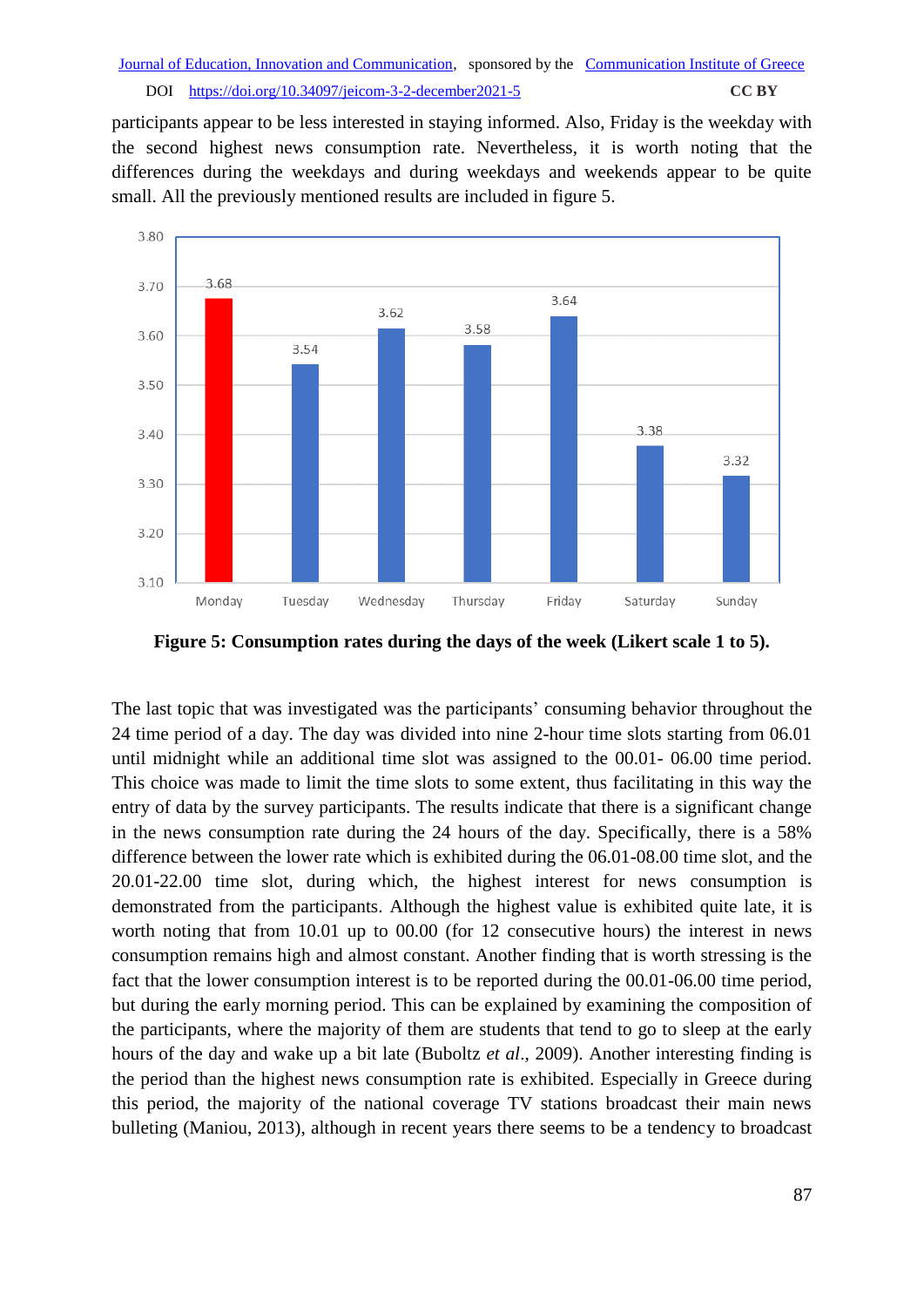participants appear to be less interested in staying informed. Also, Friday is the weekday with the second highest news consumption rate. Nevertheless, it is worth noting that the differences during the weekdays and during weekdays and weekends appear to be quite small. All the previously mentioned results are included in figure 5.

| Day | Consumption rate |
|---|---|
| Monday | 3.68 |
| Tuesday | 3.54 |
| Wednesday | 3.62 |
| Thursday | 3.58 |
| Friday | 3.64 |
| Saturday | 3.38 |
| Sunday | 3.32 |

**Figure 5: Consumption rates during the days of the week (Likert scale 1 to 5).**

The last topic that was investigated was the participants' consuming behavior throughout the 24 time period of a day. The day was divided into nine 2-hour time slots starting from 06.01 until midnight while an additional time slot was assigned to the 00.01- 06.00 time period. This choice was made to limit the time slots to some extent, thus facilitating in this way the entry of data by the survey participants. The results indicate that there is a significant change in the news consumption rate during the 24 hours of the day. Specifically, there is a 58% difference between the lower rate which is exhibited during the 06.01-08.00 time slot, and the 20.01-22.00 time slot, during which, the highest interest for news consumption is demonstrated from the participants. Although the highest value is exhibited quite late, it is worth noting that from 10.01 up to 00.00 (for 12 consecutive hours) the interest in news consumption remains high and almost constant. Another finding that is worth stressing is the fact that the lower consumption interest is to be reported during the 00.01-06.00 time period, but during the early morning period. This can be explained by examining the composition of the participants, where the majority of them are students that tend to go to sleep at the early hours of the day and wake up a bit late (Buboltz *et al*., 2009). Another interesting finding is the period than the highest news consumption rate is exhibited. Especially in Greece during this period, the majority of the national coverage TV stations broadcast their main news bulleting (Maniou, 2013), although in recent years there seems to be a tendency to broadcast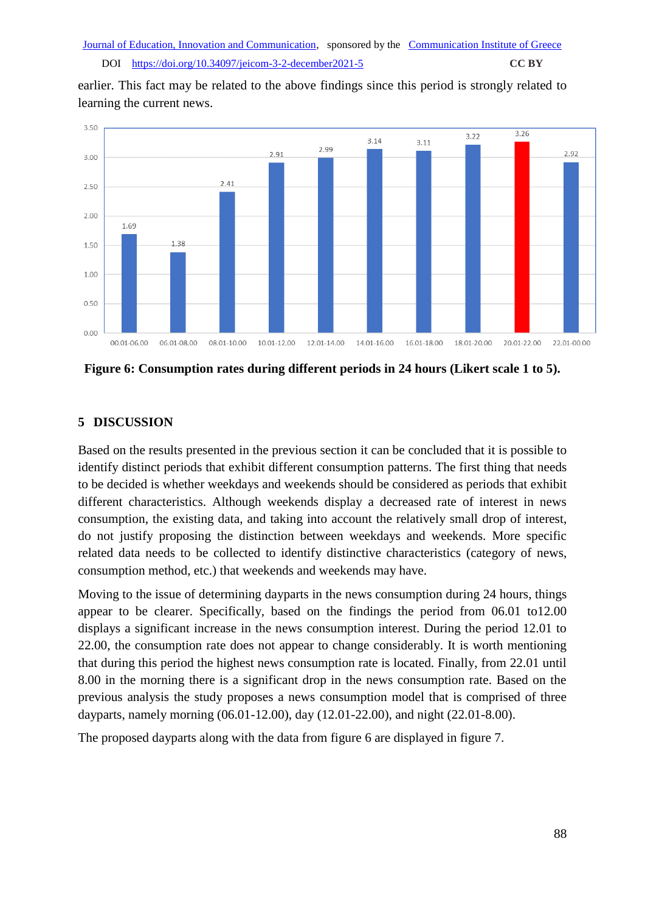earlier. This fact may be related to the above findings since this period is strongly related to learning the current news.

| Period | Consumption rate |
|---|---|
| 00.01-06.00 | 1.69 |
| 06.01-08.00 | 1.38 |
| 08.01-10.00 | 2.41 |
| 10.01-12.00 | 2.91 |
| 12.01-14.00 | 2.99 |
| 14.01-16.00 | 3.14 |
| 16.01-18.00 | 3.11 |
| 18.01-20.00 | 3.22 |
| 20.01-22.00 | 3.26 |
| 22.01-00.00 | 2.92 |

**Figure 6: Consumption rates during different periods in 24 hours (Likert scale 1 to 5).**

## 5 DISCUSSION

Based on the results presented in the previous section it can be concluded that it is possible to identify distinct periods that exhibit different consumption patterns. The first thing that needs to be decided is whether weekdays and weekends should be considered as periods that exhibit different characteristics. Although weekends display a decreased rate of interest in news consumption, the existing data, and taking into account the relatively small drop of interest, do not justify proposing the distinction between weekdays and weekends. More specific related data needs to be collected to identify distinctive characteristics (category of news, consumption method, etc.) that weekends and weekends may have.

Moving to the issue of determining dayparts in the news consumption during 24 hours, things appear to be clearer. Specifically, based on the findings the period from 06.01 to12.00 displays a significant increase in the news consumption interest. During the period 12.01 to 22.00, the consumption rate does not appear to change considerably. It is worth mentioning that during this period the highest news consumption rate is located. Finally, from 22.01 until 8.00 in the morning there is a significant drop in the news consumption rate. Based on the previous analysis the study proposes a news consumption model that is comprised of three dayparts, namely morning (06.01-12.00), day (12.01-22.00), and night (22.01-8.00).

The proposed dayparts along with the data from figure 6 are displayed in figure 7.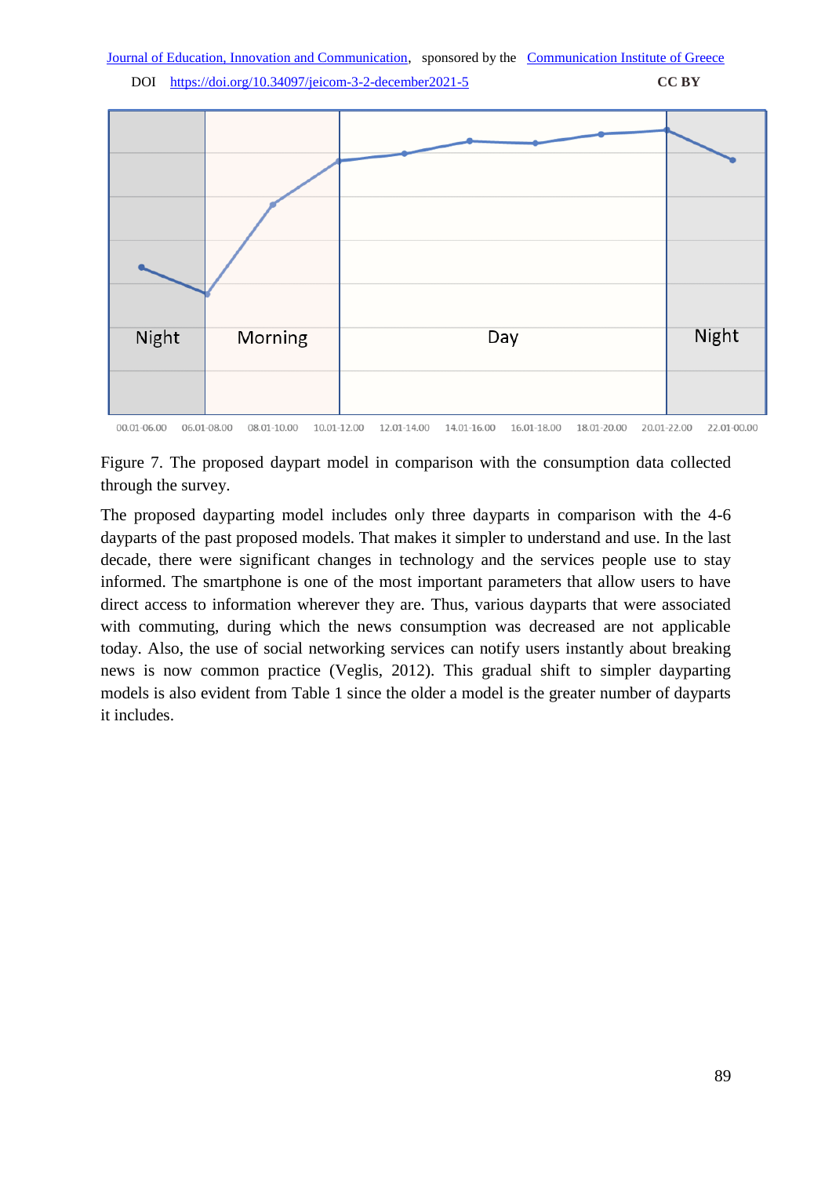Figure 7. The proposed daypart model in comparison with the consumption data collected through the survey.

The proposed dayparting model includes only three dayparts in comparison with the 4-6 dayparts of the past proposed models. That makes it simpler to understand and use. In the last decade, there were significant changes in technology and the services people use to stay informed. The smartphone is one of the most important parameters that allow users to have direct access to information wherever they are. Thus, various dayparts that were associated with commuting, during which the news consumption was decreased are not applicable today. Also, the use of social networking services can notify users instantly about breaking news is now common practice (Veglis, 2012). This gradual shift to simpler dayparting models is also evident from Table 1 since the older a model is the greater number of dayparts it includes.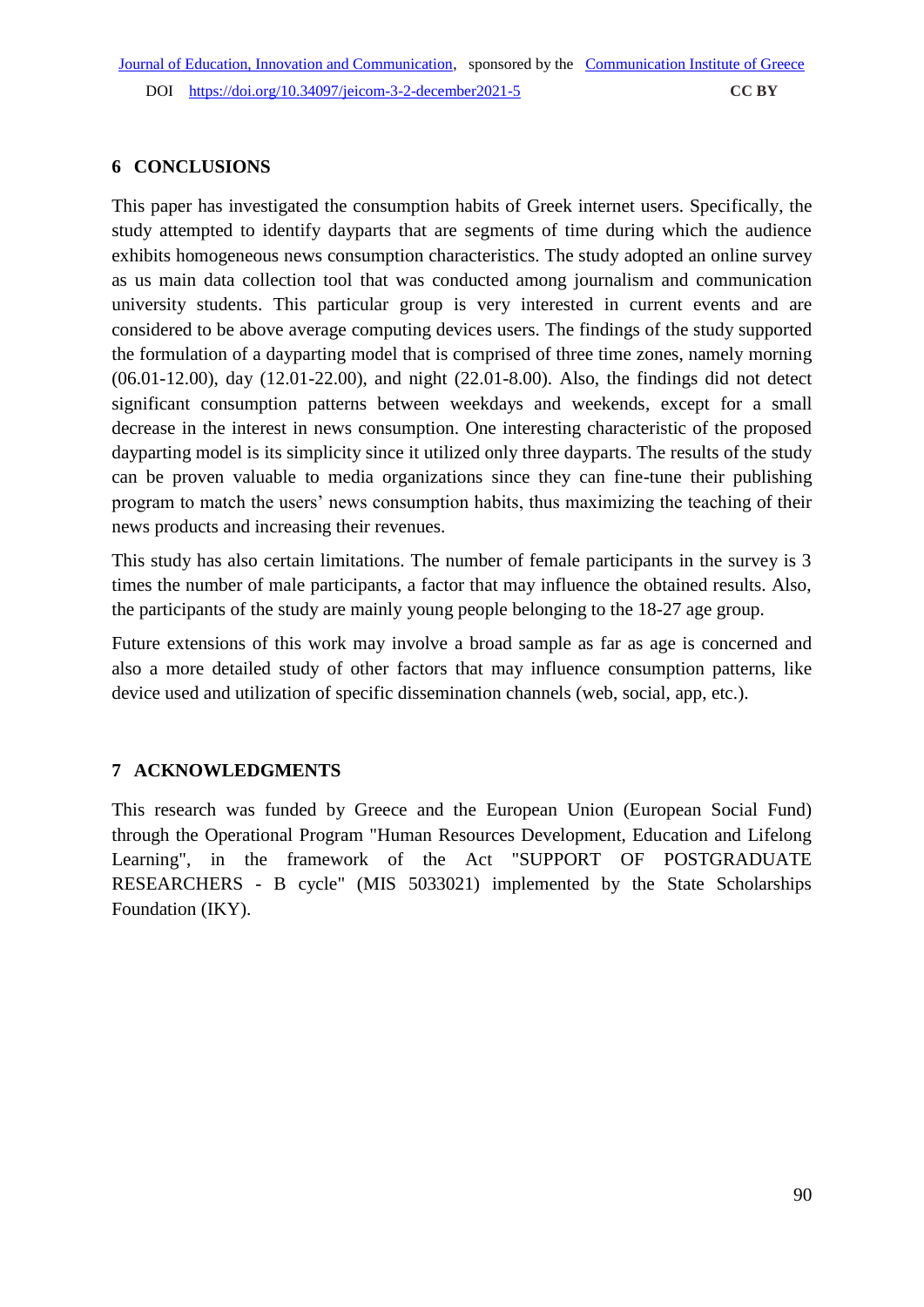## 6 CONCLUSIONS

This paper has investigated the consumption habits of Greek internet users. Specifically, the study attempted to identify dayparts that are segments of time during which the audience exhibits homogeneous news consumption characteristics. The study adopted an online survey as us main data collection tool that was conducted among journalism and communication university students. This particular group is very interested in current events and are considered to be above average computing devices users. The findings of the study supported the formulation of a dayparting model that is comprised of three time zones, namely morning (06.01-12.00), day (12.01-22.00), and night (22.01-8.00). Also, the findings did not detect significant consumption patterns between weekdays and weekends, except for a small decrease in the interest in news consumption. One interesting characteristic of the proposed dayparting model is its simplicity since it utilized only three dayparts. The results of the study can be proven valuable to media organizations since they can fine-tune their publishing program to match the users' news consumption habits, thus maximizing the teaching of their news products and increasing their revenues.

This study has also certain limitations. The number of female participants in the survey is 3 times the number of male participants, a factor that may influence the obtained results. Also, the participants of the study are mainly young people belonging to the 18-27 age group.

Future extensions of this work may involve a broad sample as far as age is concerned and also a more detailed study of other factors that may influence consumption patterns, like device used and utilization of specific dissemination channels (web, social, app, etc.).

## 7 ACKNOWLEDGMENTS

This research was funded by Greece and the European Union (European Social Fund) through the Operational Program "Human Resources Development, Education and Lifelong Learning", in the framework of the Act "SUPPORT OF POSTGRADUATE RESEARCHERS - B cycle" (MIS 5033021) implemented by the State Scholarships Foundation (IKY).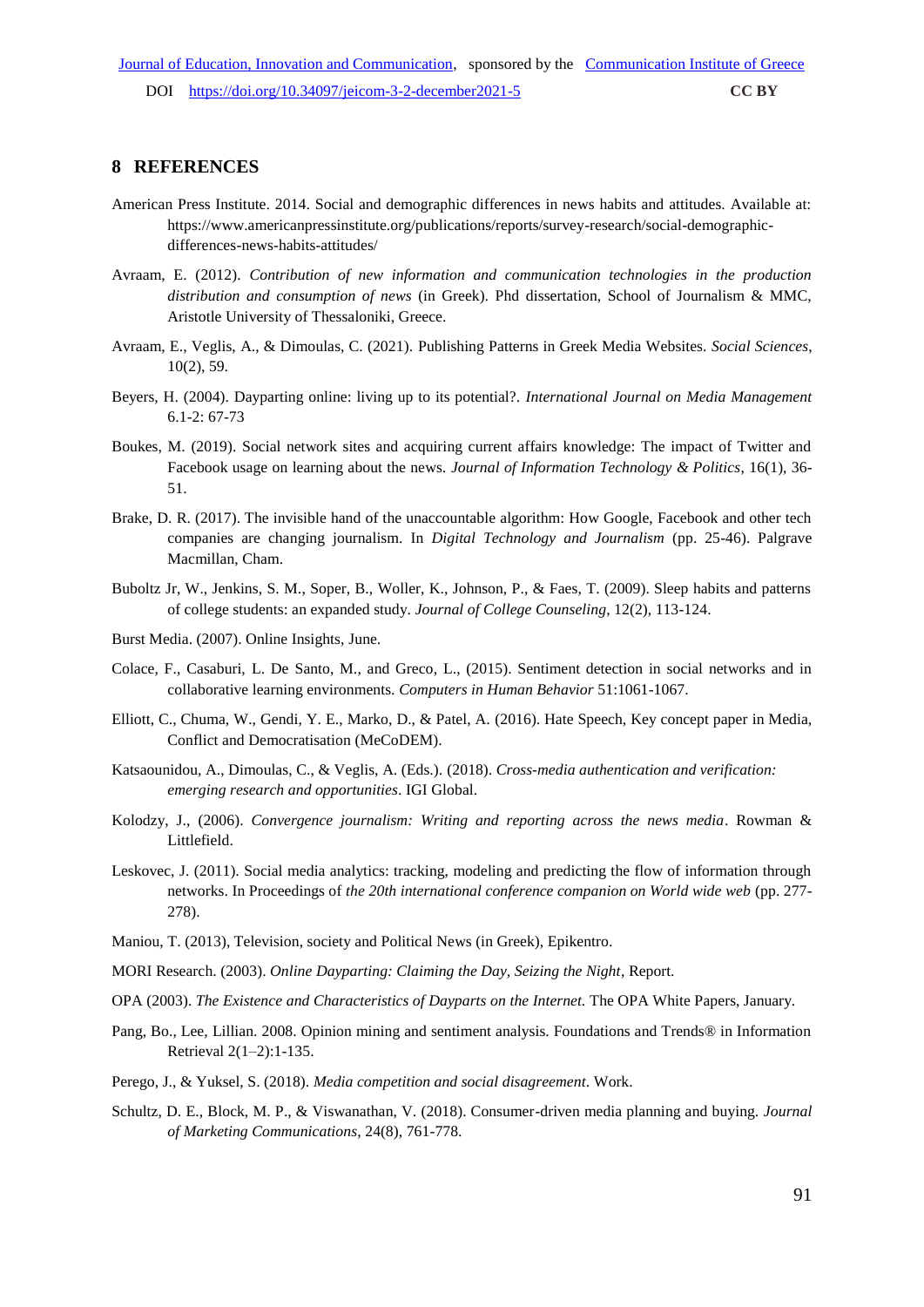## 8 REFERENCES

American Press Institute. 2014. Social and demographic differences in news habits and attitudes. Available at: https://www.americanpressinstitute.org/publications/reports/survey-research/social-demographic-differences-news-habits-attitudes/

Avraam, E. (2012). *Contribution of new information and communication technologies in the production distribution and consumption of news* (in Greek). Phd dissertation, School of Journalism & MMC, Aristotle University of Thessaloniki, Greece.

Avraam, E., Veglis, A., & Dimoulas, C. (2021). Publishing Patterns in Greek Media Websites. *Social Sciences*, 10(2), 59.

Beyers, H. (2004). Dayparting online: living up to its potential?. *International Journal on Media Management* 6.1-2: 67-73

Boukes, M. (2019). Social network sites and acquiring current affairs knowledge: The impact of Twitter and Facebook usage on learning about the news. *Journal of Information Technology & Politics*, 16(1), 36-51.

Brake, D. R. (2017). The invisible hand of the unaccountable algorithm: How Google, Facebook and other tech companies are changing journalism. In *Digital Technology and Journalism* (pp. 25-46). Palgrave Macmillan, Cham.

Buboltz Jr, W., Jenkins, S. M., Soper, B., Woller, K., Johnson, P., & Faes, T. (2009). Sleep habits and patterns of college students: an expanded study. *Journal of College Counseling*, 12(2), 113-124.

Burst Media. (2007). Online Insights, June.

Colace, F., Casaburi, L. De Santo, M., and Greco, L., (2015). Sentiment detection in social networks and in collaborative learning environments. *Computers in Human Behavior* 51:1061-1067.

Elliott, C., Chuma, W., Gendi, Y. E., Marko, D., & Patel, A. (2016). Hate Speech, Key concept paper in Media, Conflict and Democratisation (MeCoDEM).

Katsaounidou, A., Dimoulas, C., & Veglis, A. (Eds.). (2018). *Cross-media authentication and verification: emerging research and opportunities*. IGI Global.

Kolodzy, J., (2006). *Convergence journalism: Writing and reporting across the news media*. Rowman & Littlefield.

Leskovec, J. (2011). Social media analytics: tracking, modeling and predicting the flow of information through networks. In Proceedings of *the 20th international conference companion on World wide web* (pp. 277-278).

Maniou, T. (2013), Television, society and Political News (in Greek), Epikentro.

MORI Research. (2003). *Online Dayparting: Claiming the Day, Seizing the Night*, Report.

OPA (2003). *The Existence and Characteristics of Dayparts on the Internet.* The OPA White Papers, January.

Pang, Bo., Lee, Lillian. 2008. Opinion mining and sentiment analysis. Foundations and Trends® in Information Retrieval 2(1–2):1-135.

Perego, J., & Yuksel, S. (2018). *Media competition and social disagreement*. Work.

Schultz, D. E., Block, M. P., & Viswanathan, V. (2018). Consumer-driven media planning and buying. *Journal of Marketing Communications*, 24(8), 761-778.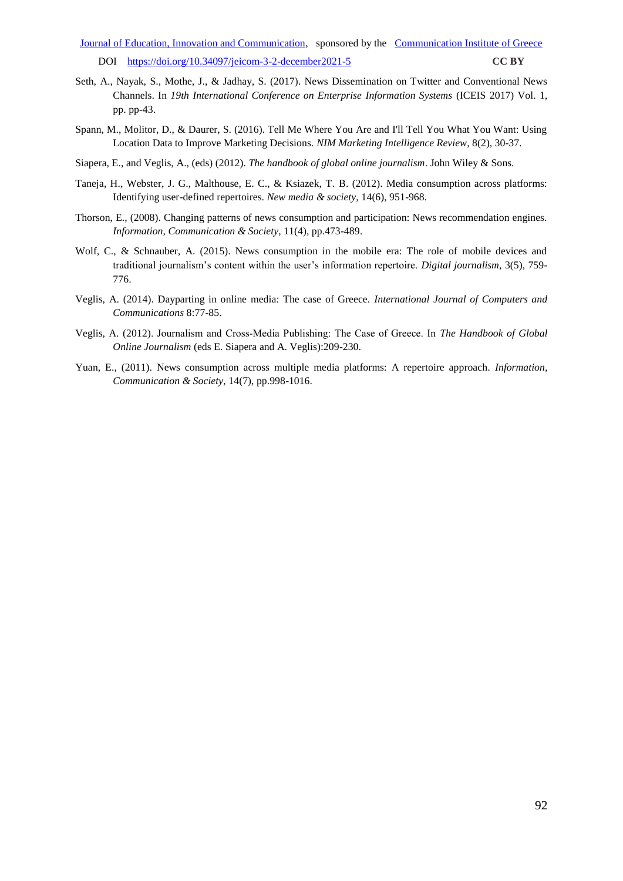Seth, A., Nayak, S., Mothe, J., & Jadhay, S. (2017). News Dissemination on Twitter and Conventional News Channels. In *19th International Conference on Enterprise Information Systems* (ICEIS 2017) Vol. 1, pp. pp-43.

Spann, M., Molitor, D., & Daurer, S. (2016). Tell Me Where You Are and I'll Tell You What You Want: Using Location Data to Improve Marketing Decisions. *NIM Marketing Intelligence Review*, 8(2), 30-37.

Siapera, E., and Veglis, A., (eds) (2012). *The handbook of global online journalism*. John Wiley & Sons.

Taneja, H., Webster, J. G., Malthouse, E. C., & Ksiazek, T. B. (2012). Media consumption across platforms: Identifying user-defined repertoires. *New media & society*, 14(6), 951-968.

Thorson, E., (2008). Changing patterns of news consumption and participation: News recommendation engines. *Information, Communication & Society*, 11(4), pp.473-489.

Wolf, C., & Schnauber, A. (2015). News consumption in the mobile era: The role of mobile devices and traditional journalism's content within the user's information repertoire. *Digital journalism*, 3(5), 759-776.

Veglis, A. (2014). Dayparting in online media: The case of Greece. *International Journal of Computers and Communications* 8:77-85.

Veglis, A. (2012). Journalism and Cross-Media Publishing: The Case of Greece. In *The Handbook of Global Online Journalism* (eds E. Siapera and A. Veglis):209-230.

Yuan, E., (2011). News consumption across multiple media platforms: A repertoire approach. *Information, Communication & Society*, 14(7), pp.998-1016.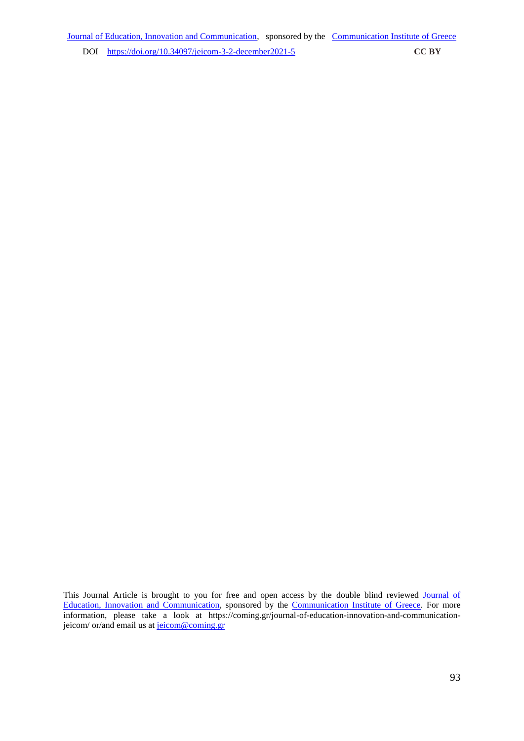This Journal Article is brought to you for free and open access by the double blind reviewed Journal of Education, Innovation and Communication, sponsored by the Communication Institute of Greece. For more information, please take a look at https://coming.gr/journal-of-education-innovation-and-communication-jeicom/ or/and email us at jeicom@coming.gr